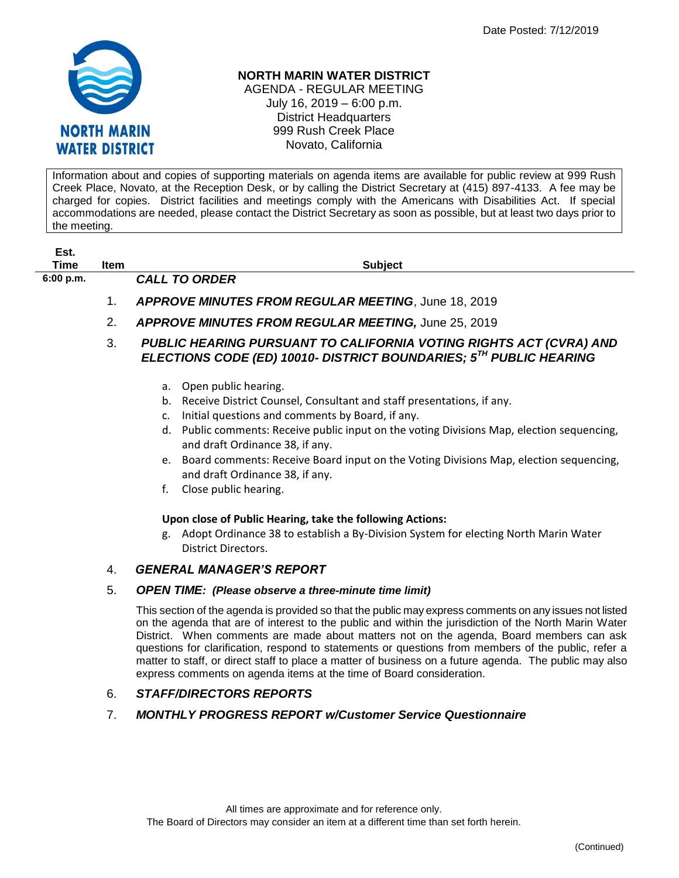Date Posted: 7/12/2019

**NORTH MARIN WATER DISTRICT**

AGENDA - REGULAR MEETING
July 16, 2019 – 6:00 p.m.
District Headquarters
999 Rush Creek Place
Novato, California

Information about and copies of supporting materials on agenda items are available for public review at 999 Rush Creek Place, Novato, at the Reception Desk, or by calling the District Secretary at (415) 897-4133. A fee may be charged for copies. District facilities and meetings comply with the Americans with Disabilities Act. If special accommodations are needed, please contact the District Secretary as soon as possible, but at least two days prior to the meeting.

| Est. Time | Item | Subject |
|---|---|---|
| 6:00 p.m. | | ***CALL TO ORDER*** |
| | 1. | ***APPROVE MINUTES FROM REGULAR MEETING***, June 18, 2019 |
| | 2. | ***APPROVE MINUTES FROM REGULAR MEETING,*** June 25, 2019 |
| | 3. | ***PUBLIC HEARING PURSUANT TO CALIFORNIA VOTING RIGHTS ACT (CVRA) AND ELECTIONS CODE (ED) 10010- DISTRICT BOUNDARIES; 5TH PUBLIC HEARING*** |

a. Open public hearing.
b. Receive District Counsel, Consultant and staff presentations, if any.
c. Initial questions and comments by Board, if any.
d. Public comments: Receive public input on the voting Divisions Map, election sequencing, and draft Ordinance 38, if any.
e. Board comments: Receive Board input on the Voting Divisions Map, election sequencing, and draft Ordinance 38, if any.
f. Close public hearing.

**Upon close of Public Hearing, take the following Actions:**

g. Adopt Ordinance 38 to establish a By-Division System for electing North Marin Water District Directors.

4. ***GENERAL MANAGER'S REPORT***

5. ***OPEN TIME: (Please observe a three-minute time limit)***

This section of the agenda is provided so that the public may express comments on any issues not listed on the agenda that are of interest to the public and within the jurisdiction of the North Marin Water District. When comments are made about matters not on the agenda, Board members can ask questions for clarification, respond to statements or questions from members of the public, refer a matter to staff, or direct staff to place a matter of business on a future agenda. The public may also express comments on agenda items at the time of Board consideration.

6. ***STAFF/DIRECTORS REPORTS***

7. ***MONTHLY PROGRESS REPORT w/Customer Service Questionnaire***

All times are approximate and for reference only.
The Board of Directors may consider an item at a different time than set forth herein.

(Continued)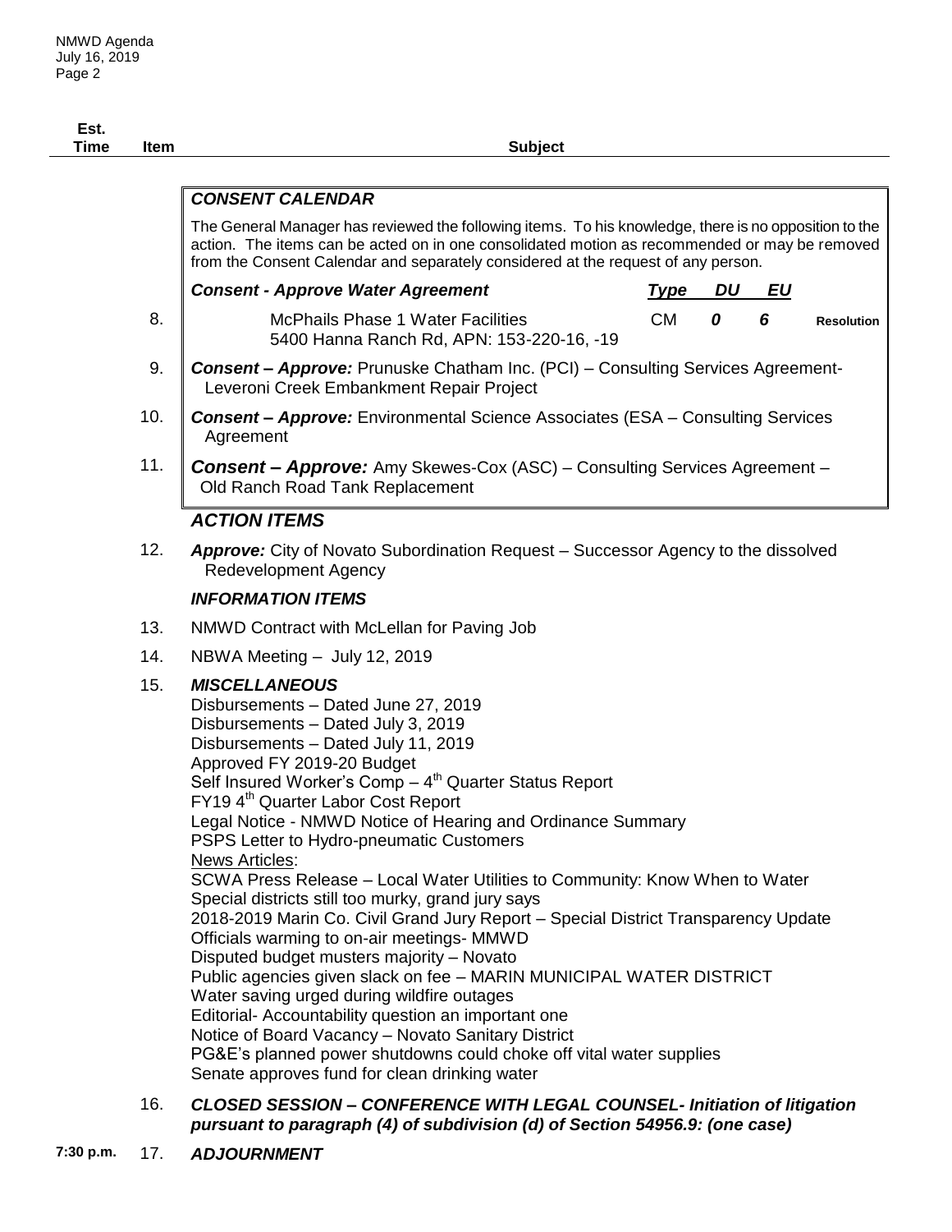| Est. Time | Item | Subject |
|---|---|---|

### *CONSENT CALENDAR*

The General Manager has reviewed the following items. To his knowledge, there is no opposition to the action. The items can be acted on in one consolidated motion as recommended or may be removed from the Consent Calendar and separately considered at the request of any person.

| Item | *Consent - Approve Water Agreement* | *Type* | *DU* | *EU* | |
|---|---|---|---|---|---|
| 8. | McPhails Phase 1 Water Facilities<br>5400 Hanna Ranch Rd, APN: 153-220-16, -19 | CM | *0* | *6* | **Resolution** |

9. ***Consent – Approve:*** Prunuske Chatham Inc. (PCI) – Consulting Services Agreement-Leveroni Creek Embankment Repair Project

10. ***Consent – Approve:*** Environmental Science Associates (ESA – Consulting Services Agreement

11. ***Consent – Approve:*** Amy Skewes-Cox (ASC) – Consulting Services Agreement – Old Ranch Road Tank Replacement

### *ACTION ITEMS*

12. ***Approve:*** City of Novato Subordination Request – Successor Agency to the dissolved Redevelopment Agency

### *INFORMATION ITEMS*

13. NMWD Contract with McLellan for Paving Job

14. NBWA Meeting – July 12, 2019

15. ***MISCELLANEOUS***
Disbursements – Dated June 27, 2019
Disbursements – Dated July 3, 2019
Disbursements – Dated July 11, 2019
Approved FY 2019-20 Budget
Self Insured Worker's Comp – 4th Quarter Status Report
FY19 4th Quarter Labor Cost Report
Legal Notice - NMWD Notice of Hearing and Ordinance Summary
PSPS Letter to Hydro-pneumatic Customers
News Articles:
SCWA Press Release – Local Water Utilities to Community: Know When to Water
Special districts still too murky, grand jury says
2018-2019 Marin Co. Civil Grand Jury Report – Special District Transparency Update
Officials warming to on-air meetings- MMWD
Disputed budget musters majority – Novato
Public agencies given slack on fee – MARIN MUNICIPAL WATER DISTRICT
Water saving urged during wildfire outages
Editorial- Accountability question an important one
Notice of Board Vacancy – Novato Sanitary District
PG&E's planned power shutdowns could choke off vital water supplies
Senate approves fund for clean drinking water

16. ***CLOSED SESSION – CONFERENCE WITH LEGAL COUNSEL- Initiation of litigation pursuant to paragraph (4) of subdivision (d) of Section 54956.9: (one case)***

**7:30 p.m.** 17. ***ADJOURNMENT***